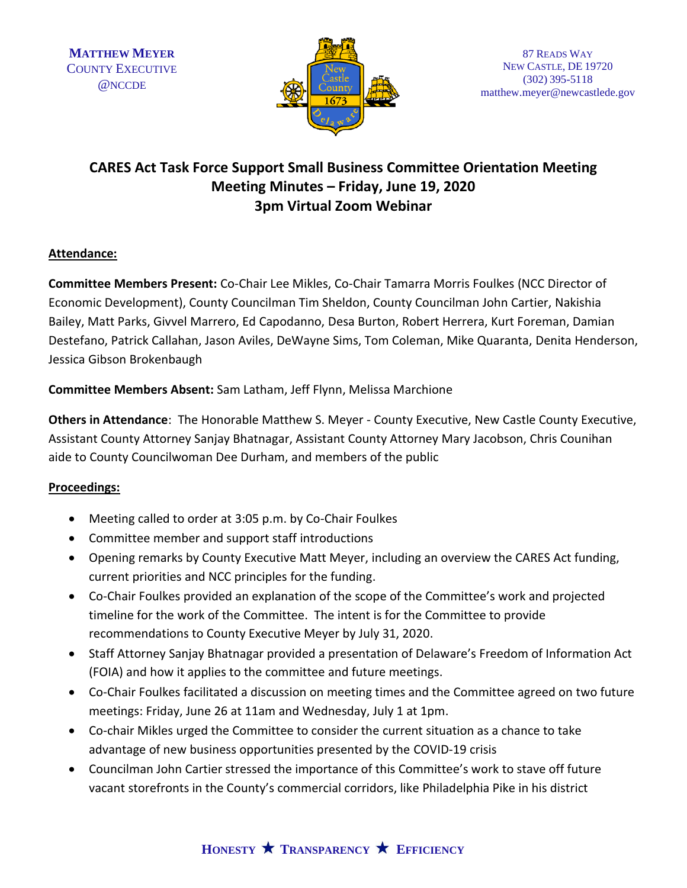**MATTHEW MEYER**
COUNTY EXECUTIVE
@NCCDE

87 READS WAY
NEW CASTLE, DE 19720
(302) 395-5118
matthew.meyer@newcastlede.gov

# CARES Act Task Force Support Small Business Committee Orientation Meeting
## Meeting Minutes – Friday, June 19, 2020
## 3pm Virtual Zoom Webinar

**Attendance:**

**Committee Members Present:** Co-Chair Lee Mikles, Co-Chair Tamarra Morris Foulkes (NCC Director of Economic Development), County Councilman Tim Sheldon, County Councilman John Cartier, Nakishia Bailey, Matt Parks, Givvel Marrero, Ed Capodanno, Desa Burton, Robert Herrera, Kurt Foreman, Damian Destefano, Patrick Callahan, Jason Aviles, DeWayne Sims, Tom Coleman, Mike Quaranta, Denita Henderson, Jessica Gibson Brokenbaugh

**Committee Members Absent:** Sam Latham, Jeff Flynn, Melissa Marchione

**Others in Attendance**: The Honorable Matthew S. Meyer - County Executive, New Castle County Executive, Assistant County Attorney Sanjay Bhatnagar, Assistant County Attorney Mary Jacobson, Chris Counihan aide to County Councilwoman Dee Durham, and members of the public

**Proceedings:**

- Meeting called to order at 3:05 p.m. by Co-Chair Foulkes
- Committee member and support staff introductions
- Opening remarks by County Executive Matt Meyer, including an overview the CARES Act funding, current priorities and NCC principles for the funding.
- Co-Chair Foulkes provided an explanation of the scope of the Committee's work and projected timeline for the work of the Committee. The intent is for the Committee to provide recommendations to County Executive Meyer by July 31, 2020.
- Staff Attorney Sanjay Bhatnagar provided a presentation of Delaware's Freedom of Information Act (FOIA) and how it applies to the committee and future meetings.
- Co-Chair Foulkes facilitated a discussion on meeting times and the Committee agreed on two future meetings: Friday, June 26 at 11am and Wednesday, July 1 at 1pm.
- Co-chair Mikles urged the Committee to consider the current situation as a chance to take advantage of new business opportunities presented by the COVID-19 crisis
- Councilman John Cartier stressed the importance of this Committee's work to stave off future vacant storefronts in the County's commercial corridors, like Philadelphia Pike in his district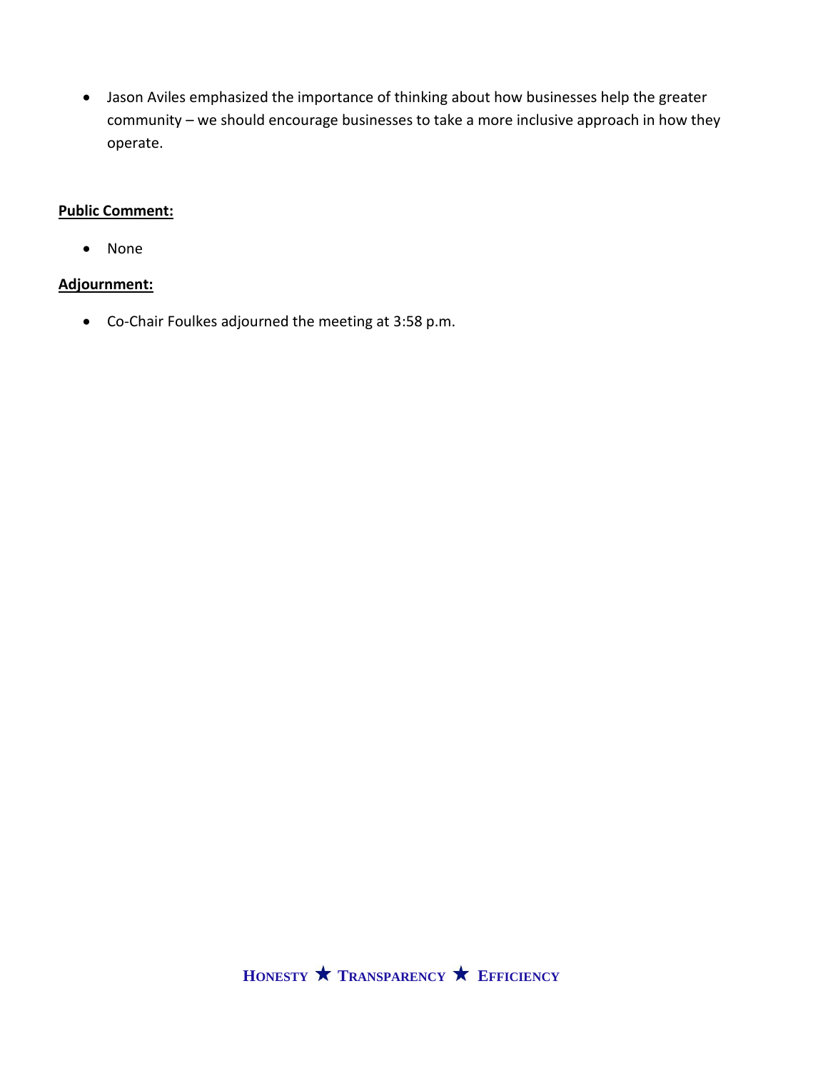- Jason Aviles emphasized the importance of thinking about how businesses help the greater community – we should encourage businesses to take a more inclusive approach in how they operate.

**Public Comment:**

- None

**Adjournment:**

- Co-Chair Foulkes adjourned the meeting at 3:58 p.m.